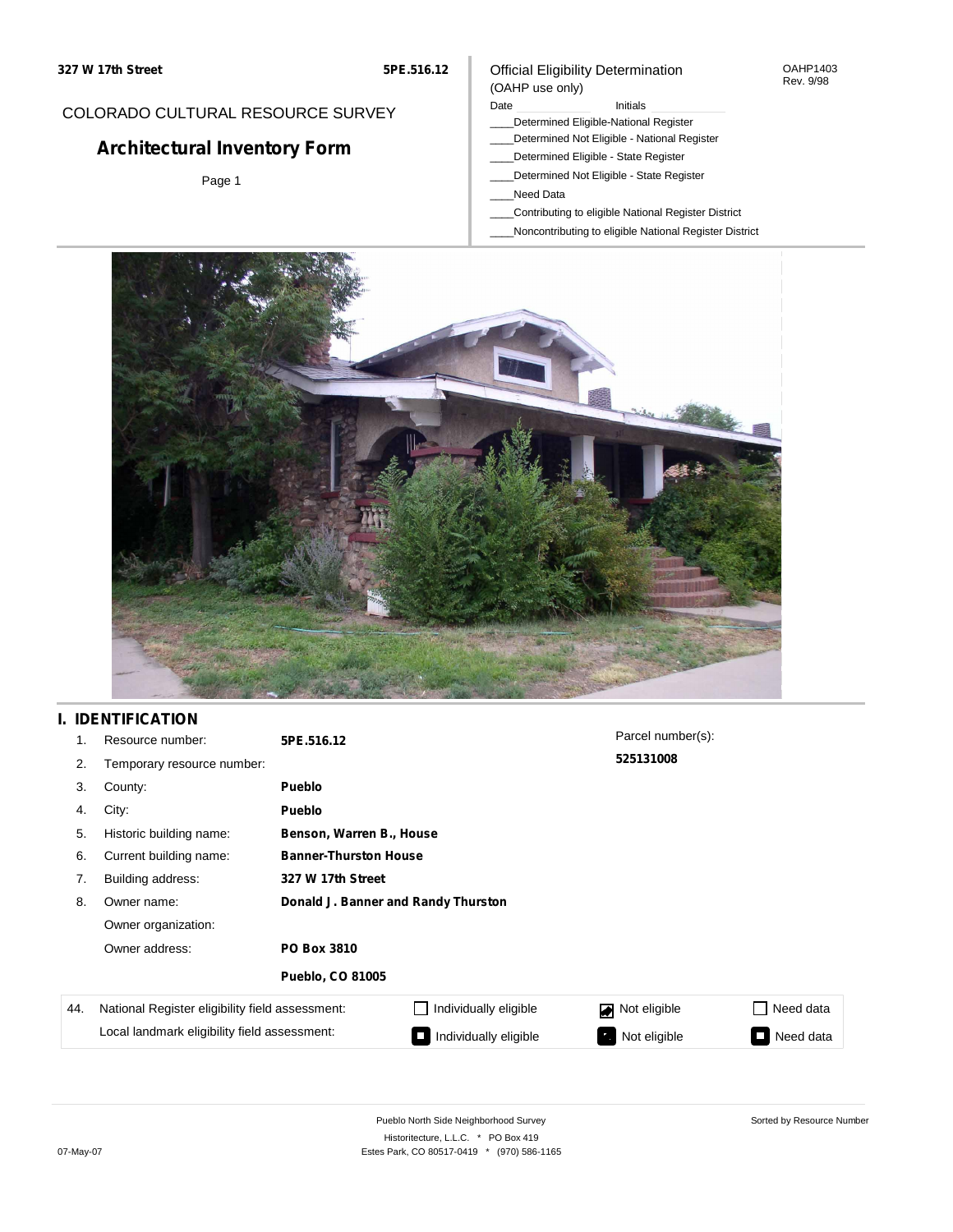327 W 17th Street — 5PE.516.12

# COLORADO CULTURAL RESOURCE SURVEY

## Architectural Inventory Form

Official Eligibility Determination
(OAHP use only)

OAHP1403
Rev. 9/98

Date ____________ Initials ____________

____Determined Eligible-National Register
____Determined Not Eligible - National Register
____Determined Eligible - State Register
____Determined Not Eligible - State Register
____Need Data
____Contributing to eligible National Register District
____Noncontributing to eligible National Register District

## I. IDENTIFICATION

| | | | |
|---|---|---|---|
| 1. | Resource number: | **5PE.516.12** | Parcel number(s): **525131008** |
| 2. | Temporary resource number: | | |
| 3. | County: | **Pueblo** | |
| 4. | City: | **Pueblo** | |
| 5. | Historic building name: | **Benson, Warren B., House** | |
| 6. | Current building name: | **Banner-Thurston House** | |
| 7. | Building address: | **327 W 17th Street** | |
| 8. | Owner name: | **Donald J. Banner and Randy Thurston** | |
| | Owner organization: | | |
| | Owner address: | **PO Box 3810** | |
| | | **Pueblo, CO 81005** | |

| | | | | |
|---|---|---|---|---|
| 44. | National Register eligibility field assessment: | ☐ Individually eligible | ☑ Not eligible | ☐ Need data |
| | Local landmark eligibility field assessment: | ■ Individually eligible | ■ Not eligible | ■ Need data |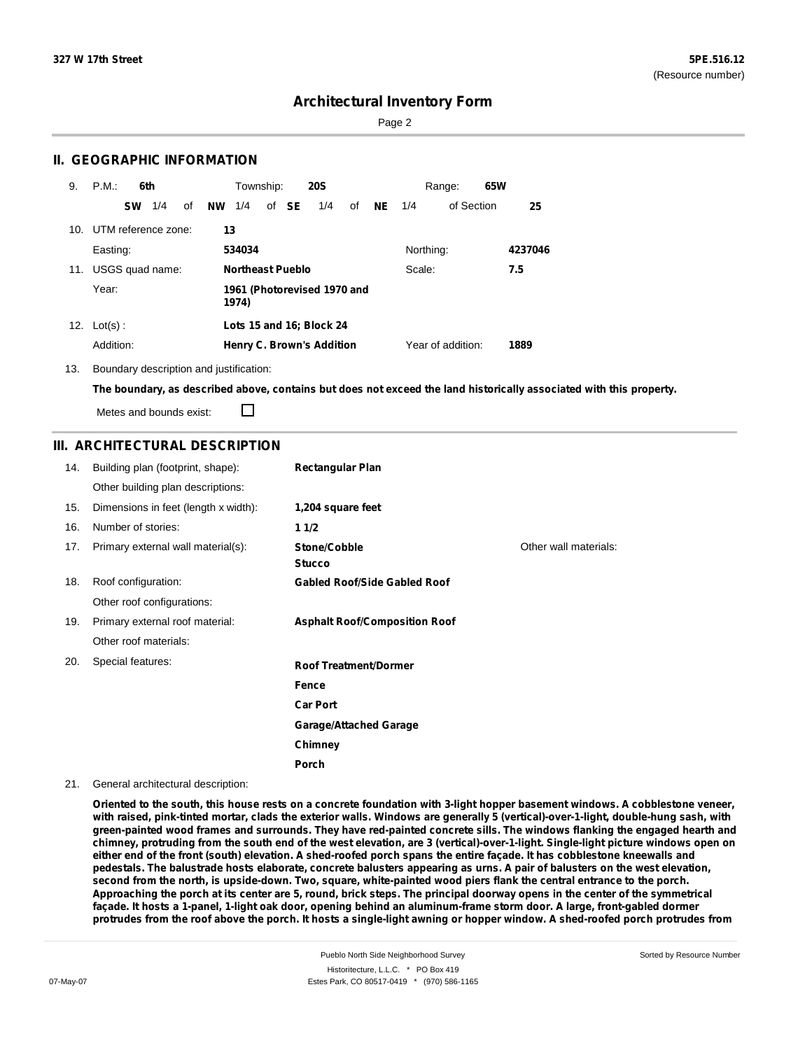## II. GEOGRAPHIC INFORMATION

9. P.M.: **6th** Township: **20S** Range: **65W**

**SW** 1/4 of **NW** 1/4 of **SE** 1/4 of **NE** 1/4 of Section **25**

10. UTM reference zone: **13**

Easting: **534034** Northing: **4237046**

11. USGS quad name: **Northeast Pueblo** Scale: **7.5**

Year: **1961 (Photorevised 1970 and 1974)**

12. Lot(s) : **Lots 15 and 16; Block 24**

Addition: **Henry C. Brown's Addition** Year of addition: **1889**

13. Boundary description and justification:

**The boundary, as described above, contains but does not exceed the land historically associated with this property.**

Metes and bounds exist: ☐

## III. ARCHITECTURAL DESCRIPTION

14. Building plan (footprint, shape): **Rectangular Plan**

Other building plan descriptions:

15. Dimensions in feet (length x width): **1,204 square feet**

16. Number of stories: **1 1/2**

17. Primary external wall material(s): **Stone/Cobble**, **Stucco**

Other wall materials:

18. Roof configuration: **Gabled Roof/Side Gabled Roof**

Other roof configurations:

19. Primary external roof material: **Asphalt Roof/Composition Roof**

Other roof materials:

20. Special features:

**Roof Treatment/Dormer**
**Fence**
**Car Port**
**Garage/Attached Garage**
**Chimney**
**Porch**

21. General architectural description:

**Oriented to the south, this house rests on a concrete foundation with 3-light hopper basement windows. A cobblestone veneer, with raised, pink-tinted mortar, clads the exterior walls. Windows are generally 5 (vertical)-over-1-light, double-hung sash, with green-painted wood frames and surrounds. They have red-painted concrete sills. The windows flanking the engaged hearth and chimney, protruding from the south end of the west elevation, are 3 (vertical)-over-1-light. Single-light picture windows open on either end of the front (south) elevation. A shed-roofed porch spans the entire façade. It has cobblestone kneewalls and pedestals. The balustrade hosts elaborate, concrete balusters appearing as urns. A pair of balusters on the west elevation, second from the north, is upside-down. Two, square, white-painted wood piers flank the central entrance to the porch. Approaching the porch at its center are 5, round, brick steps. The principal doorway opens in the center of the symmetrical façade. It hosts a 1-panel, 1-light oak door, opening behind an aluminum-frame storm door. A large, front-gabled dormer protrudes from the roof above the porch. It hosts a single-light awning or hopper window. A shed-roofed porch protrudes from**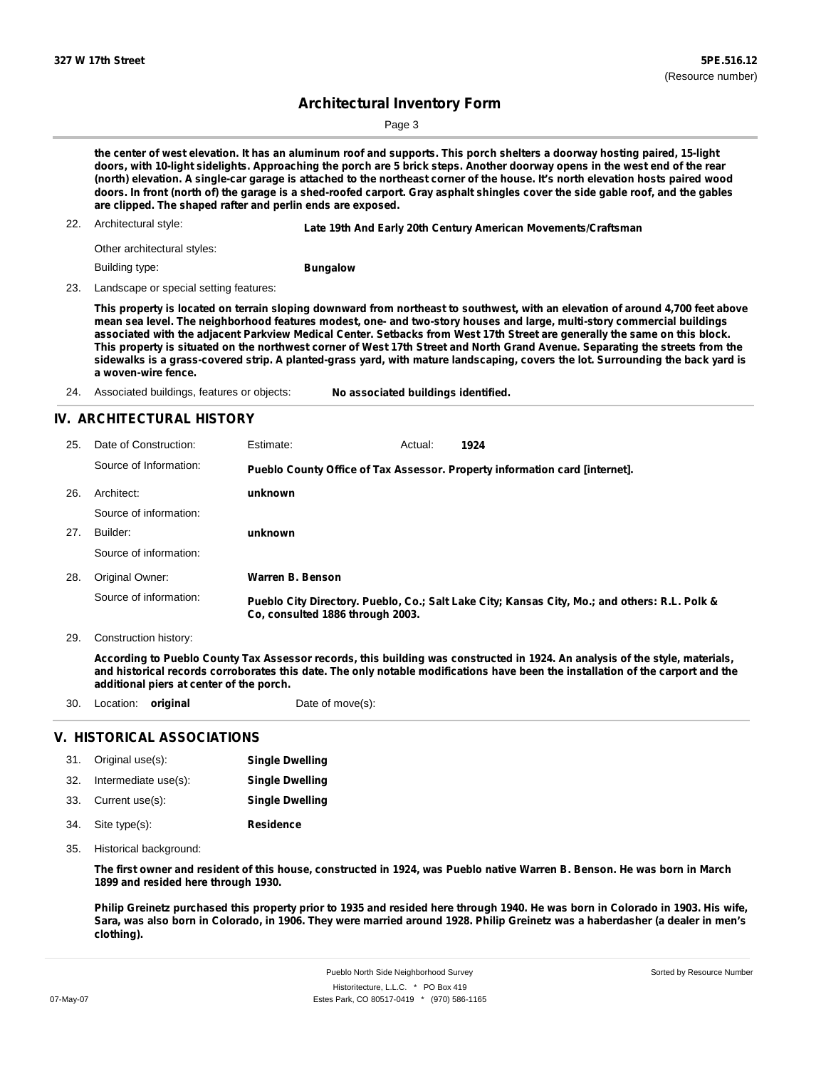the center of west elevation. It has an aluminum roof and supports. This porch shelters a doorway hosting paired, 15-light doors, with 10-light sidelights. Approaching the porch are 5 brick steps. Another doorway opens in the west end of the rear (north) elevation. A single-car garage is attached to the northeast corner of the house. It's north elevation hosts paired wood doors. In front (north of) the garage is a shed-roofed carport. Gray asphalt shingles cover the side gable roof, and the gables are clipped. The shaped rafter and perlin ends are exposed.

22. Architectural style: **Late 19th And Early 20th Century American Movements/Craftsman**

Other architectural styles:

Building type: **Bungalow**

23. Landscape or special setting features:

**This property is located on terrain sloping downward from northeast to southwest, with an elevation of around 4,700 feet above mean sea level. The neighborhood features modest, one- and two-story houses and large, multi-story commercial buildings associated with the adjacent Parkview Medical Center. Setbacks from West 17th Street are generally the same on this block. This property is situated on the northwest corner of West 17th Street and North Grand Avenue. Separating the streets from the sidewalks is a grass-covered strip. A planted-grass yard, with mature landscaping, covers the lot. Surrounding the back yard is a woven-wire fence.**

24. Associated buildings, features or objects: **No associated buildings identified.**

## IV. ARCHITECTURAL HISTORY

25. Date of Construction: Estimate: Actual: **1924**

Source of Information: **Pueblo County Office of Tax Assessor. Property information card [internet].**

26. Architect: **unknown**

Source of information:

27. Builder: **unknown**

Source of information:

28. Original Owner: **Warren B. Benson**

Source of information: **Pueblo City Directory. Pueblo, Co.; Salt Lake City; Kansas City, Mo.; and others: R.L. Polk & Co, consulted 1886 through 2003.**

29. Construction history:

**According to Pueblo County Tax Assessor records, this building was constructed in 1924. An analysis of the style, materials, and historical records corroborates this date. The only notable modifications have been the installation of the carport and the additional piers at center of the porch.**

30. Location: **original** Date of move(s):

## V. HISTORICAL ASSOCIATIONS

31. Original use(s): **Single Dwelling**
32. Intermediate use(s): **Single Dwelling**
33. Current use(s): **Single Dwelling**
34. Site type(s): **Residence**
35. Historical background:

**The first owner and resident of this house, constructed in 1924, was Pueblo native Warren B. Benson. He was born in March 1899 and resided here through 1930.**

**Philip Greinetz purchased this property prior to 1935 and resided here through 1940. He was born in Colorado in 1903. His wife, Sara, was also born in Colorado, in 1906. They were married around 1928. Philip Greinetz was a haberdasher (a dealer in men's clothing).**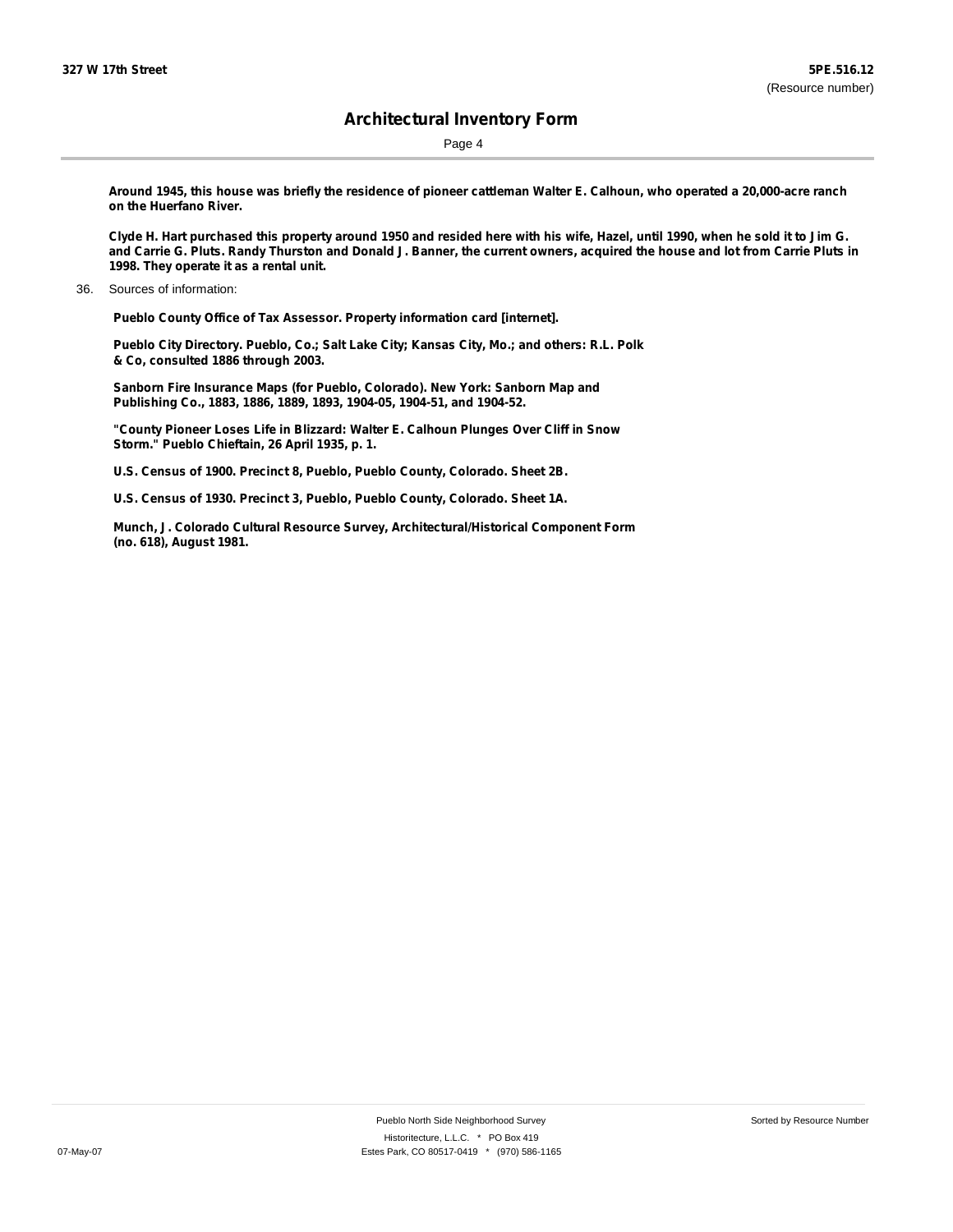**Around 1945, this house was briefly the residence of pioneer cattleman Walter E. Calhoun, who operated a 20,000-acre ranch on the Huerfano River.**

**Clyde H. Hart purchased this property around 1950 and resided here with his wife, Hazel, until 1990, when he sold it to Jim G. and Carrie G. Pluts. Randy Thurston and Donald J. Banner, the current owners, acquired the house and lot from Carrie Pluts in 1998. They operate it as a rental unit.**

36. Sources of information:

**Pueblo County Office of Tax Assessor. Property information card [internet].**

**Pueblo City Directory. Pueblo, Co.; Salt Lake City; Kansas City, Mo.; and others: R.L. Polk & Co, consulted 1886 through 2003.**

**Sanborn Fire Insurance Maps (for Pueblo, Colorado). New York: Sanborn Map and Publishing Co., 1883, 1886, 1889, 1893, 1904-05, 1904-51, and 1904-52.**

**"County Pioneer Loses Life in Blizzard: Walter E. Calhoun Plunges Over Cliff in Snow Storm." Pueblo Chieftain, 26 April 1935, p. 1.**

**U.S. Census of 1900. Precinct 8, Pueblo, Pueblo County, Colorado. Sheet 2B.**

**U.S. Census of 1930. Precinct 3, Pueblo, Pueblo County, Colorado. Sheet 1A.**

**Munch, J. Colorado Cultural Resource Survey, Architectural/Historical Component Form (no. 618), August 1981.**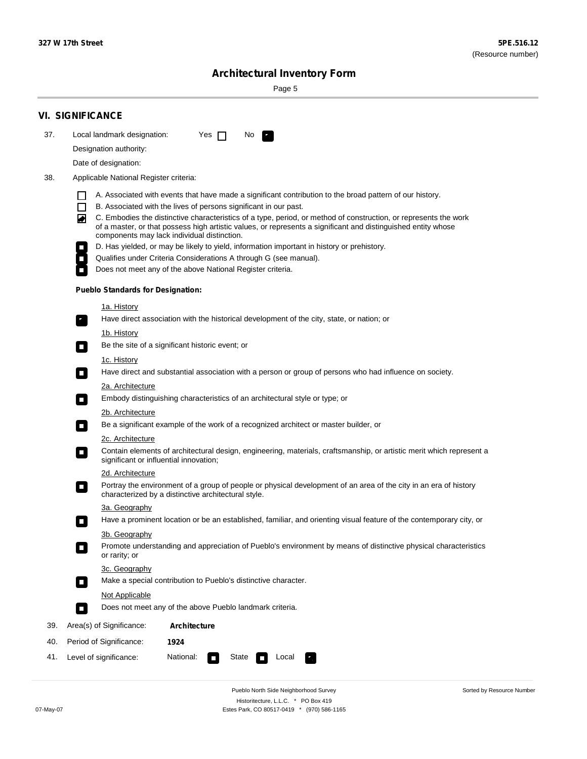# Architectural Inventory Form

## VI. SIGNIFICANCE

37. Local landmark designation: Yes ☐ No ☑

Designation authority:

Date of designation:

38. Applicable National Register criteria:

- ☐ A. Associated with events that have made a significant contribution to the broad pattern of our history.
- ☐ B. Associated with the lives of persons significant in our past.
- ☑ C. Embodies the distinctive characteristics of a type, period, or method of construction, or represents the work of a master, or that possess high artistic values, or represents a significant and distinguished entity whose components may lack individual distinction.
- ☐ D. Has yielded, or may be likely to yield, information important in history or prehistory.
- ☐ Qualifies under Criteria Considerations A through G (see manual).
- ☐ Does not meet any of the above National Register criteria.

**Pueblo Standards for Designation:**

1a. History

☑ Have direct association with the historical development of the city, state, or nation; or

1b. History

☐ Be the site of a significant historic event; or

1c. History

☐ Have direct and substantial association with a person or group of persons who had influence on society.

2a. Architecture

☐ Embody distinguishing characteristics of an architectural style or type; or

2b. Architecture

☐ Be a significant example of the work of a recognized architect or master builder, or

2c. Architecture

☐ Contain elements of architectural design, engineering, materials, craftsmanship, or artistic merit which represent a significant or influential innovation;

2d. Architecture

☐ Portray the environment of a group of people or physical development of an area of the city in an era of history characterized by a distinctive architectural style.

3a. Geography

☐ Have a prominent location or be an established, familiar, and orienting visual feature of the contemporary city, or

3b. Geography

☐ Promote understanding and appreciation of Pueblo's environment by means of distinctive physical characteristics or rarity; or

3c. Geography

☐ Make a special contribution to Pueblo's distinctive character.

Not Applicable

☐ Does not meet any of the above Pueblo landmark criteria.

39. Area(s) of Significance: **Architecture**

40. Period of Significance: **1924**

41. Level of significance: National: ☐ State ☐ Local ☑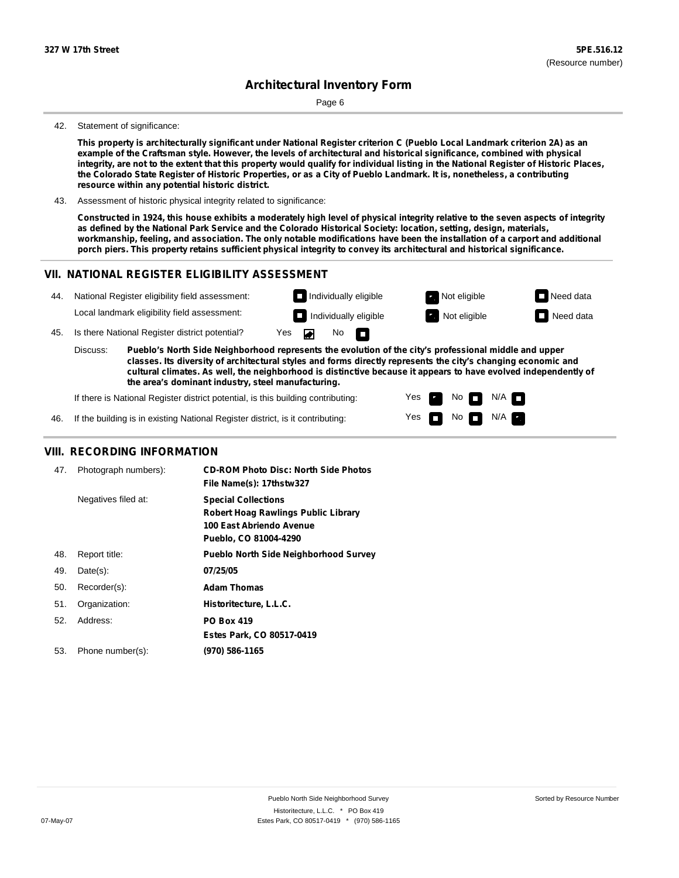42. Statement of significance:

**This property is architecturally significant under National Register criterion C (Pueblo Local Landmark criterion 2A) as an example of the Craftsman style. However, the levels of architectural and historical significance, combined with physical integrity, are not to the extent that this property would qualify for individual listing in the National Register of Historic Places, the Colorado State Register of Historic Properties, or as a City of Pueblo Landmark. It is, nonetheless, a contributing resource within any potential historic district.**

43. Assessment of historic physical integrity related to significance:

**Constructed in 1924, this house exhibits a moderately high level of physical integrity relative to the seven aspects of integrity as defined by the National Park Service and the Colorado Historical Society: location, setting, design, materials, workmanship, feeling, and association. The only notable modifications have been the installation of a carport and additional porch piers. This property retains sufficient physical integrity to convey its architectural and historical significance.**

## VII. NATIONAL REGISTER ELIGIBILITY ASSESSMENT

44. National Register eligibility field assessment: ☐ Individually eligible ☒ Not eligible ☐ Need data

Local landmark eligibility field assessment: ☐ Individually eligible ☒ Not eligible ☐ Need data

45. Is there National Register district potential? Yes ☒ No ☐

Discuss: **Pueblo's North Side Neighborhood represents the evolution of the city's professional middle and upper classes. Its diversity of architectural styles and forms directly represents the city's changing economic and cultural climates. As well, the neighborhood is distinctive because it appears to have evolved independently of the area's dominant industry, steel manufacturing.**

If there is National Register district potential, is this building contributing: Yes ☒ No ☐ N/A ☐

46. If the building is in existing National Register district, is it contributing: Yes ☐ No ☐ N/A ☒

## VIII. RECORDING INFORMATION

47. Photograph numbers): **CD-ROM Photo Disc: North Side Photos**
**File Name(s): 17thstw327**

Negatives filed at: **Special Collections**
**Robert Hoag Rawlings Public Library**
**100 East Abriendo Avenue**
**Pueblo, CO 81004-4290**

48. Report title: **Pueblo North Side Neighborhood Survey**

49. Date(s): **07/25/05**

50. Recorder(s): **Adam Thomas**

51. Organization: **Historitecture, L.L.C.**

52. Address: **PO Box 419**
**Estes Park, CO 80517-0419**

53. Phone number(s): **(970) 586-1165**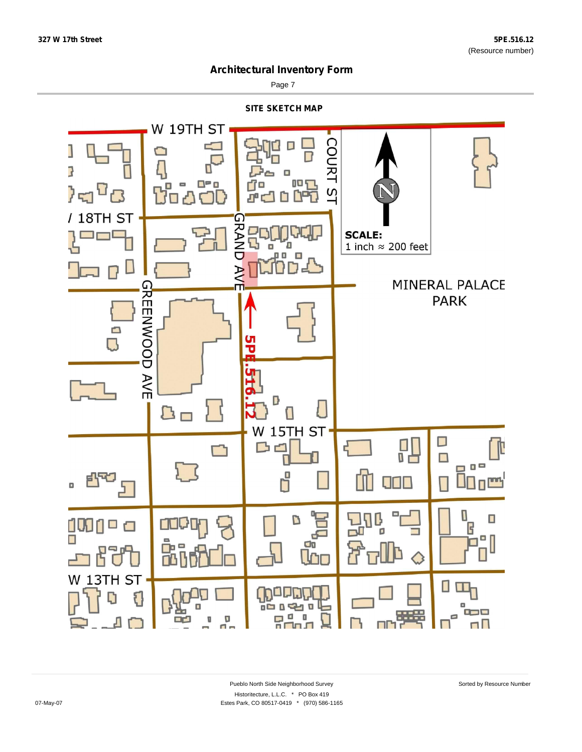## Architectural Inventory Form

### SITE SKETCH MAP

W 19TH ST

COURT ST

W 18TH ST

GRAND AVE

GREENWOOD AVE

SCALE:
1 inch ≈ 200 feet

MINERAL PALACE PARK

5PE.516.12

W 15TH ST

W 13TH ST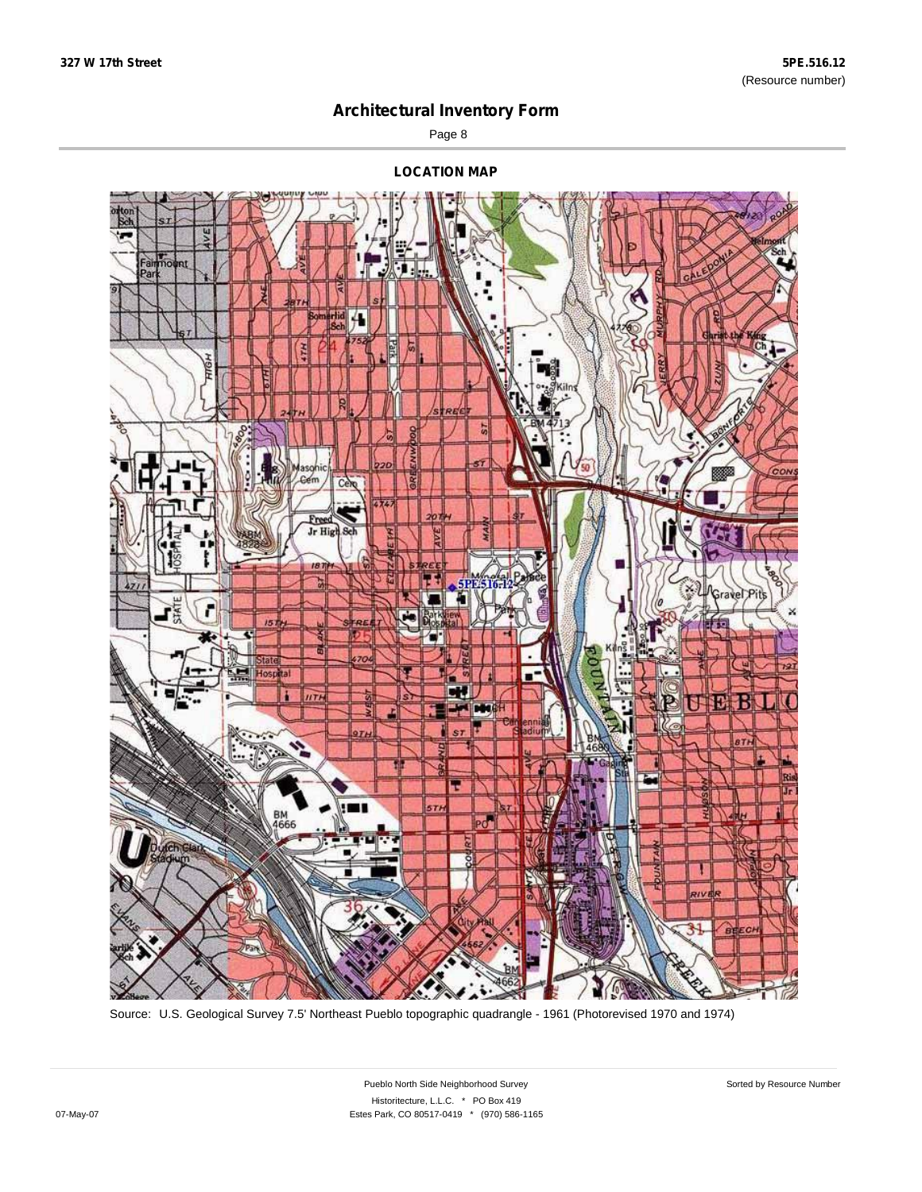## Architectural Inventory Form

### LOCATION MAP

Source: U.S. Geological Survey 7.5' Northeast Pueblo topographic quadrangle - 1961 (Photorevised 1970 and 1974)